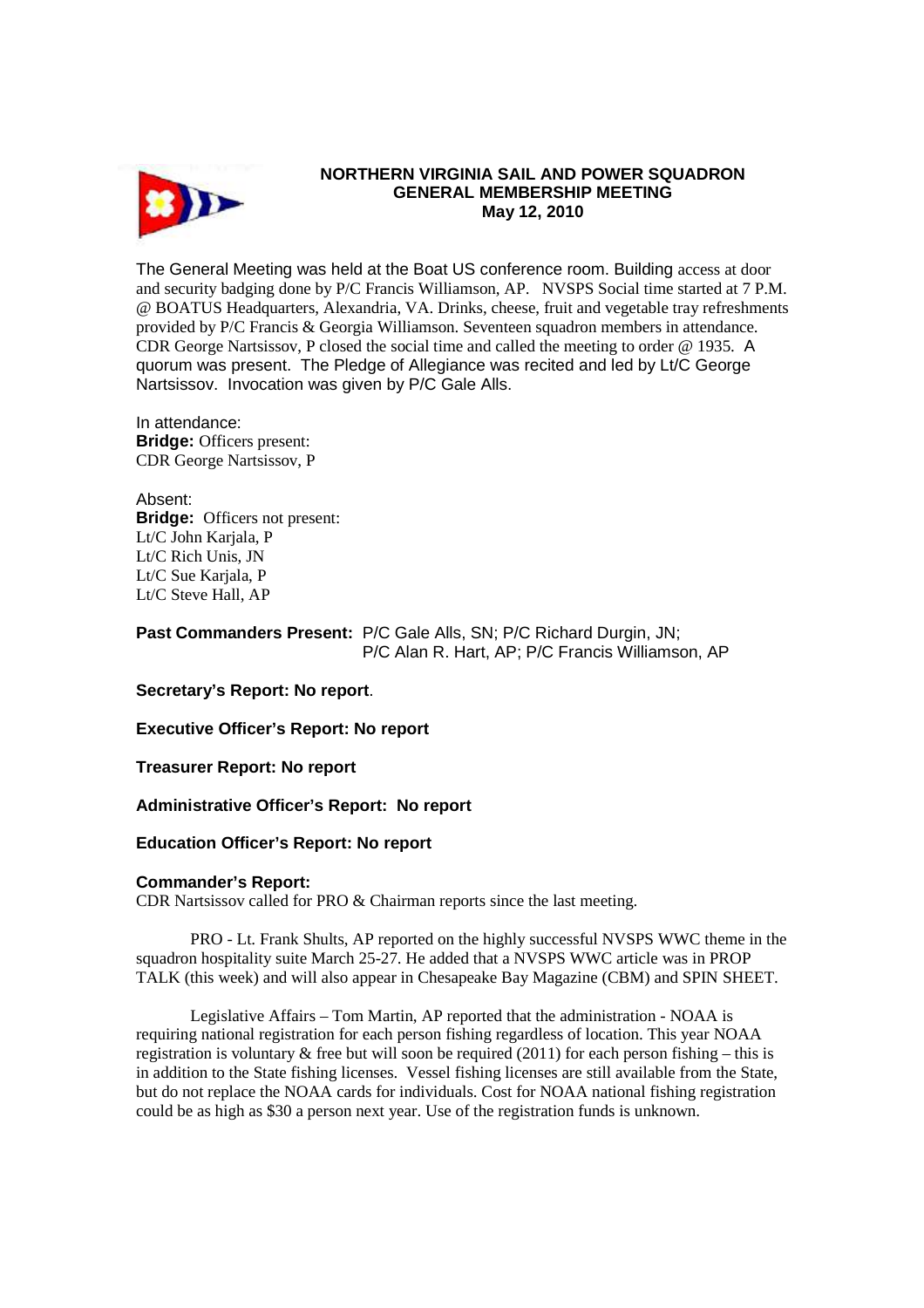# NORTHERN VIRGINIA SAIL AND POWER SQUADRON
## GENERAL MEMBERSHIP MEETING
### May 12, 2010

The General Meeting was held at the Boat US conference room. Building access at door and security badging done by P/C Francis Williamson, AP. NVSPS Social time started at 7 P.M. @ BOATUS Headquarters, Alexandria, VA. Drinks, cheese, fruit and vegetable tray refreshments provided by P/C Francis & Georgia Williamson. Seventeen squadron members in attendance. CDR George Nartsissov, P closed the social time and called the meeting to order @ 1935. A quorum was present. The Pledge of Allegiance was recited and led by Lt/C George Nartsissov. Invocation was given by P/C Gale Alls.

In attendance:
**Bridge:** Officers present:
CDR George Nartsissov, P

Absent:
**Bridge:** Officers not present:
Lt/C John Karjala, P
Lt/C Rich Unis, JN
Lt/C Sue Karjala, P
Lt/C Steve Hall, AP

**Past Commanders Present:** P/C Gale Alls, SN; P/C Richard Durgin, JN; P/C Alan R. Hart, AP; P/C Francis Williamson, AP

**Secretary's Report: No report**.

**Executive Officer's Report: No report**

**Treasurer Report: No report**

**Administrative Officer's Report: No report**

**Education Officer's Report: No report**

**Commander's Report:**
CDR Nartsissov called for PRO & Chairman reports since the last meeting.

PRO - Lt. Frank Shults, AP reported on the highly successful NVSPS WWC theme in the squadron hospitality suite March 25-27. He added that a NVSPS WWC article was in PROP TALK (this week) and will also appear in Chesapeake Bay Magazine (CBM) and SPIN SHEET.

Legislative Affairs – Tom Martin, AP reported that the administration - NOAA is requiring national registration for each person fishing regardless of location. This year NOAA registration is voluntary & free but will soon be required (2011) for each person fishing – this is in addition to the State fishing licenses. Vessel fishing licenses are still available from the State, but do not replace the NOAA cards for individuals. Cost for NOAA national fishing registration could be as high as $30 a person next year. Use of the registration funds is unknown.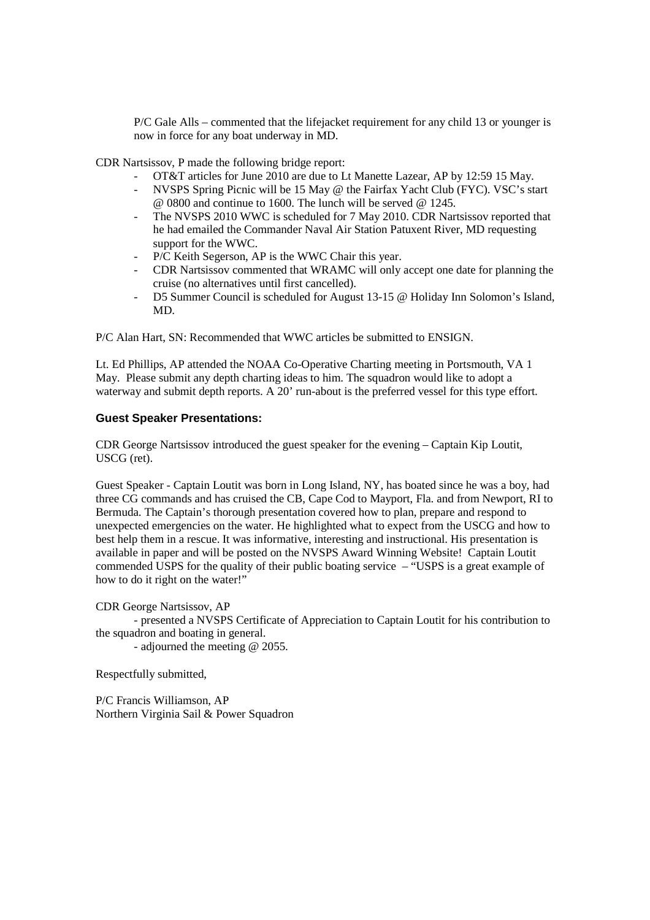P/C Gale Alls – commented that the lifejacket requirement for any child 13 or younger is now in force for any boat underway in MD.

CDR Nartsissov, P made the following bridge report:

- OT&T articles for June 2010 are due to Lt Manette Lazear, AP by 12:59 15 May.
- NVSPS Spring Picnic will be 15 May @ the Fairfax Yacht Club (FYC). VSC's start @ 0800 and continue to 1600. The lunch will be served @ 1245.
- The NVSPS 2010 WWC is scheduled for 7 May 2010. CDR Nartsissov reported that he had emailed the Commander Naval Air Station Patuxent River, MD requesting support for the WWC.
- P/C Keith Segerson, AP is the WWC Chair this year.
- CDR Nartsissov commented that WRAMC will only accept one date for planning the cruise (no alternatives until first cancelled).
- D5 Summer Council is scheduled for August 13-15 @ Holiday Inn Solomon's Island, MD.

P/C Alan Hart, SN: Recommended that WWC articles be submitted to ENSIGN.

Lt. Ed Phillips, AP attended the NOAA Co-Operative Charting meeting in Portsmouth, VA 1 May. Please submit any depth charting ideas to him. The squadron would like to adopt a waterway and submit depth reports. A 20' run-about is the preferred vessel for this type effort.

### Guest Speaker Presentations:

CDR George Nartsissov introduced the guest speaker for the evening – Captain Kip Loutit, USCG (ret).

Guest Speaker - Captain Loutit was born in Long Island, NY, has boated since he was a boy, had three CG commands and has cruised the CB, Cape Cod to Mayport, Fla. and from Newport, RI to Bermuda. The Captain's thorough presentation covered how to plan, prepare and respond to unexpected emergencies on the water. He highlighted what to expect from the USCG and how to best help them in a rescue. It was informative, interesting and instructional. His presentation is available in paper and will be posted on the NVSPS Award Winning Website! Captain Loutit commended USPS for the quality of their public boating service – "USPS is a great example of how to do it right on the water!"

CDR George Nartsissov, AP

- presented a NVSPS Certificate of Appreciation to Captain Loutit for his contribution to the squadron and boating in general.
- adjourned the meeting @ 2055.

Respectfully submitted,

P/C Francis Williamson, AP
Northern Virginia Sail & Power Squadron